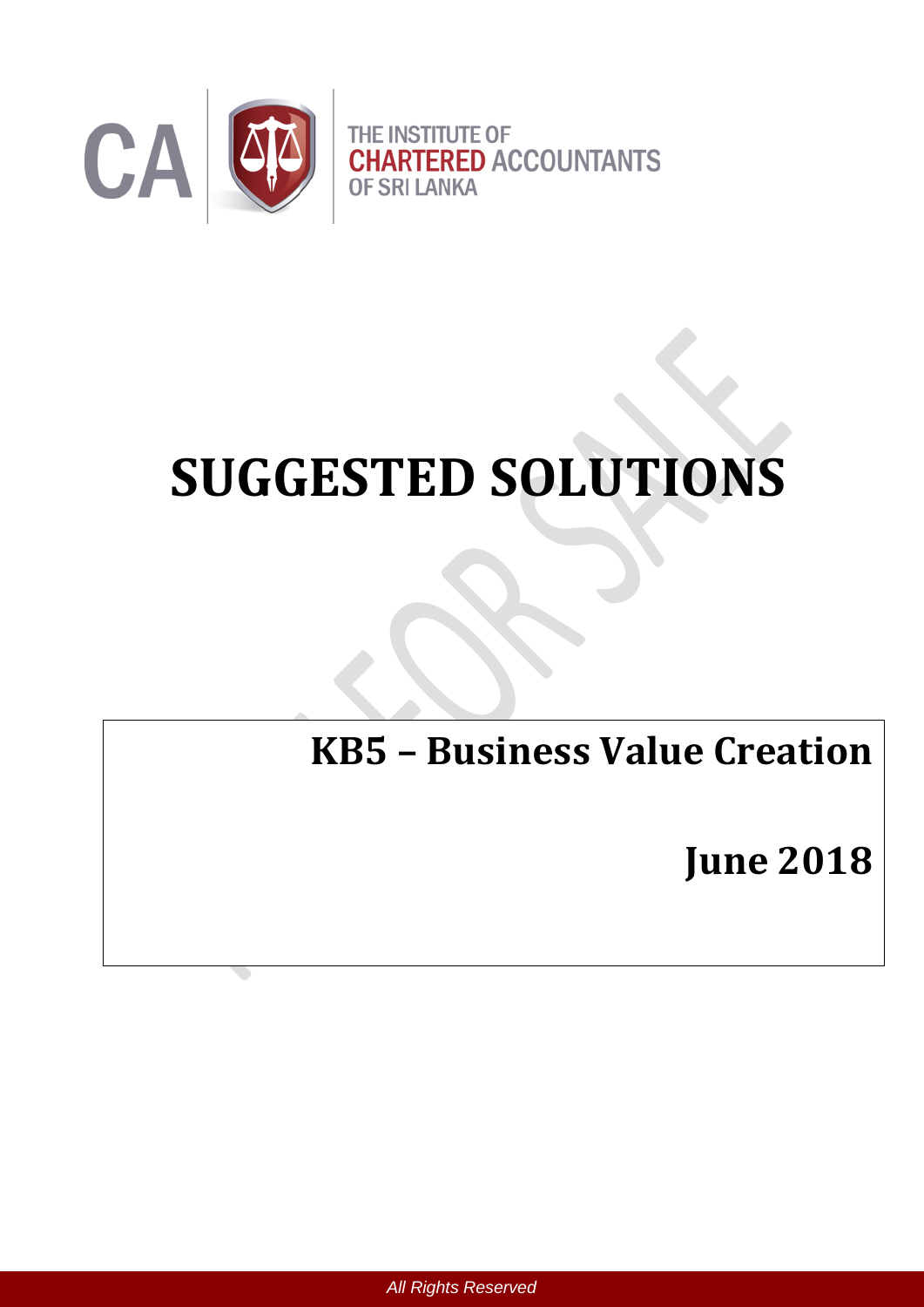THE INSTITUTE OF
**CHARTERED** ACCOUNTANTS
OF SRI LANKA

# SUGGESTED SOLUTIONS

## KB5 – Business Value Creation

## June 2018

*All Rights Reserved*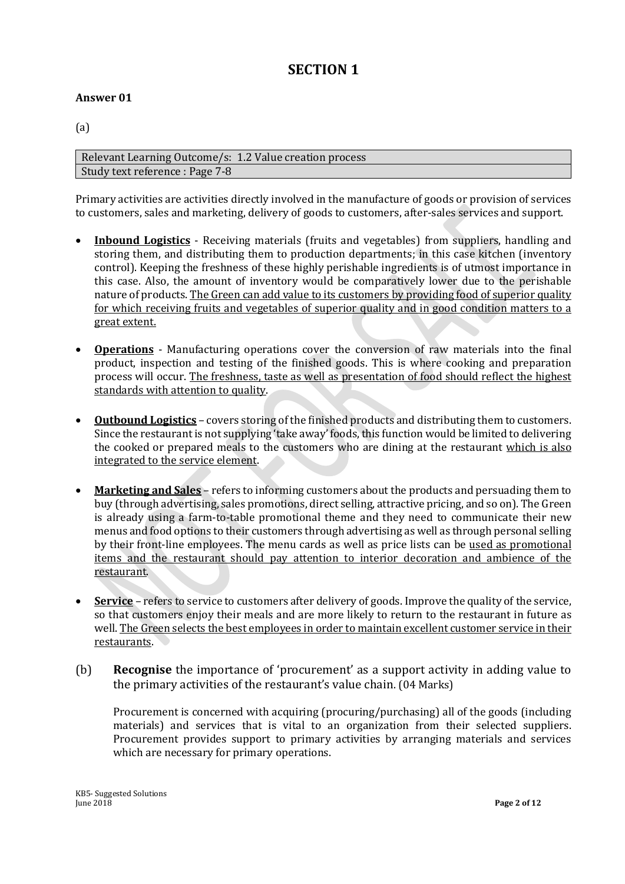# SECTION 1

**Answer 01**

(a)

| Relevant Learning Outcome/s: 1.2 Value creation process |
| --- |
| Study text reference : Page 7-8 |

Primary activities are activities directly involved in the manufacture of goods or provision of services to customers, sales and marketing, delivery of goods to customers, after-sales services and support.

- **Inbound Logistics** - Receiving materials (fruits and vegetables) from suppliers, handling and storing them, and distributing them to production departments; in this case kitchen (inventory control). Keeping the freshness of these highly perishable ingredients is of utmost importance in this case. Also, the amount of inventory would be comparatively lower due to the perishable nature of products. The Green can add value to its customers by providing food of superior quality for which receiving fruits and vegetables of superior quality and in good condition matters to a great extent.

- **Operations** - Manufacturing operations cover the conversion of raw materials into the final product, inspection and testing of the finished goods. This is where cooking and preparation process will occur. The freshness, taste as well as presentation of food should reflect the highest standards with attention to quality.

- **Outbound Logistics** – covers storing of the finished products and distributing them to customers. Since the restaurant is not supplying 'take away' foods, this function would be limited to delivering the cooked or prepared meals to the customers who are dining at the restaurant which is also integrated to the service element.

- **Marketing and Sales** – refers to informing customers about the products and persuading them to buy (through advertising, sales promotions, direct selling, attractive pricing, and so on). The Green is already using a farm-to-table promotional theme and they need to communicate their new menus and food options to their customers through advertising as well as through personal selling by their front-line employees. The menu cards as well as price lists can be used as promotional items and the restaurant should pay attention to interior decoration and ambience of the restaurant.

- **Service** – refers to service to customers after delivery of goods. Improve the quality of the service, so that customers enjoy their meals and are more likely to return to the restaurant in future as well. The Green selects the best employees in order to maintain excellent customer service in their restaurants.

(b) **Recognise** the importance of 'procurement' as a support activity in adding value to the primary activities of the restaurant's value chain. (04 Marks)

Procurement is concerned with acquiring (procuring/purchasing) all of the goods (including materials) and services that is vital to an organization from their selected suppliers. Procurement provides support to primary activities by arranging materials and services which are necessary for primary operations.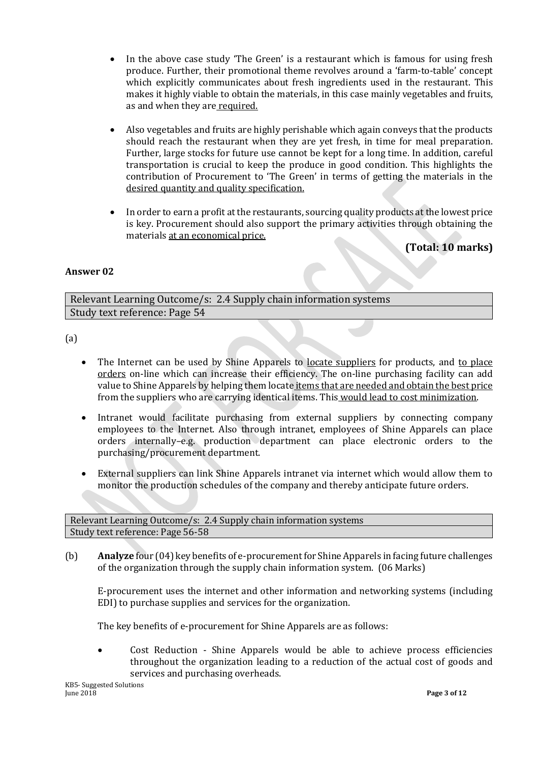- In the above case study 'The Green' is a restaurant which is famous for using fresh produce. Further, their promotional theme revolves around a 'farm-to-table' concept which explicitly communicates about fresh ingredients used in the restaurant. This makes it highly viable to obtain the materials, in this case mainly vegetables and fruits, as and when they are required.

- Also vegetables and fruits are highly perishable which again conveys that the products should reach the restaurant when they are yet fresh, in time for meal preparation. Further, large stocks for future use cannot be kept for a long time. In addition, careful transportation is crucial to keep the produce in good condition. This highlights the contribution of Procurement to 'The Green' in terms of getting the materials in the desired quantity and quality specification.

- In order to earn a profit at the restaurants, sourcing quality products at the lowest price is key. Procurement should also support the primary activities through obtaining the materials at an economical price.

**(Total: 10 marks)**

**Answer 02**

| Relevant Learning Outcome/s: 2.4 Supply chain information systems |
|---|
| Study text reference: Page 54 |

(a)

- The Internet can be used by Shine Apparels to locate suppliers for products, and to place orders on-line which can increase their efficiency. The on-line purchasing facility can add value to Shine Apparels by helping them locate items that are needed and obtain the best price from the suppliers who are carrying identical items. This would lead to cost minimization.

- Intranet would facilitate purchasing from external suppliers by connecting company employees to the Internet. Also through intranet, employees of Shine Apparels can place orders internally–e.g. production department can place electronic orders to the purchasing/procurement department.

- External suppliers can link Shine Apparels intranet via internet which would allow them to monitor the production schedules of the company and thereby anticipate future orders.

| Relevant Learning Outcome/s: 2.4 Supply chain information systems |
|---|
| Study text reference: Page 56-58 |

(b) **Analyze** four (04) key benefits of e-procurement for Shine Apparels in facing future challenges of the organization through the supply chain information system. (06 Marks)

E-procurement uses the internet and other information and networking systems (including EDI) to purchase supplies and services for the organization.

The key benefits of e-procurement for Shine Apparels are as follows:

- Cost Reduction - Shine Apparels would be able to achieve process efficiencies throughout the organization leading to a reduction of the actual cost of goods and services and purchasing overheads.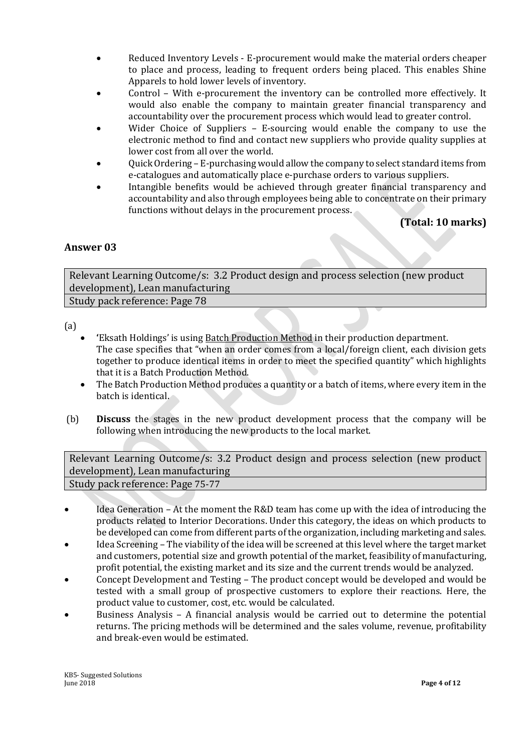- Reduced Inventory Levels - E-procurement would make the material orders cheaper to place and process, leading to frequent orders being placed. This enables Shine Apparels to hold lower levels of inventory.
- Control – With e-procurement the inventory can be controlled more effectively. It would also enable the company to maintain greater financial transparency and accountability over the procurement process which would lead to greater control.
- Wider Choice of Suppliers – E-sourcing would enable the company to use the electronic method to find and contact new suppliers who provide quality supplies at lower cost from all over the world.
- Quick Ordering – E-purchasing would allow the company to select standard items from e-catalogues and automatically place e-purchase orders to various suppliers.
- Intangible benefits would be achieved through greater financial transparency and accountability and also through employees being able to concentrate on their primary functions without delays in the procurement process.

**(Total: 10 marks)**

## Answer 03

| Relevant Learning Outcome/s: 3.2 Product design and process selection (new product development), Lean manufacturing |
| --- |
| Study pack reference: Page 78 |

(a)

- **'**Eksath Holdings' is using Batch Production Method in their production department. The case specifies that "when an order comes from a local/foreign client, each division gets together to produce identical items in order to meet the specified quantity" which highlights that it is a Batch Production Method.
- The Batch Production Method produces a quantity or a batch of items, where every item in the batch is identical.

(b) **Discuss** the stages in the new product development process that the company will be following when introducing the new products to the local market.

| Relevant Learning Outcome/s: 3.2 Product design and process selection (new product development), Lean manufacturing |
| --- |
| Study pack reference: Page 75-77 |

- Idea Generation – At the moment the R&D team has come up with the idea of introducing the products related to Interior Decorations. Under this category, the ideas on which products to be developed can come from different parts of the organization, including marketing and sales.
- Idea Screening – The viability of the idea will be screened at this level where the target market and customers, potential size and growth potential of the market, feasibility of manufacturing, profit potential, the existing market and its size and the current trends would be analyzed.
- Concept Development and Testing – The product concept would be developed and would be tested with a small group of prospective customers to explore their reactions. Here, the product value to customer, cost, etc. would be calculated.
- Business Analysis – A financial analysis would be carried out to determine the potential returns. The pricing methods will be determined and the sales volume, revenue, profitability and break-even would be estimated.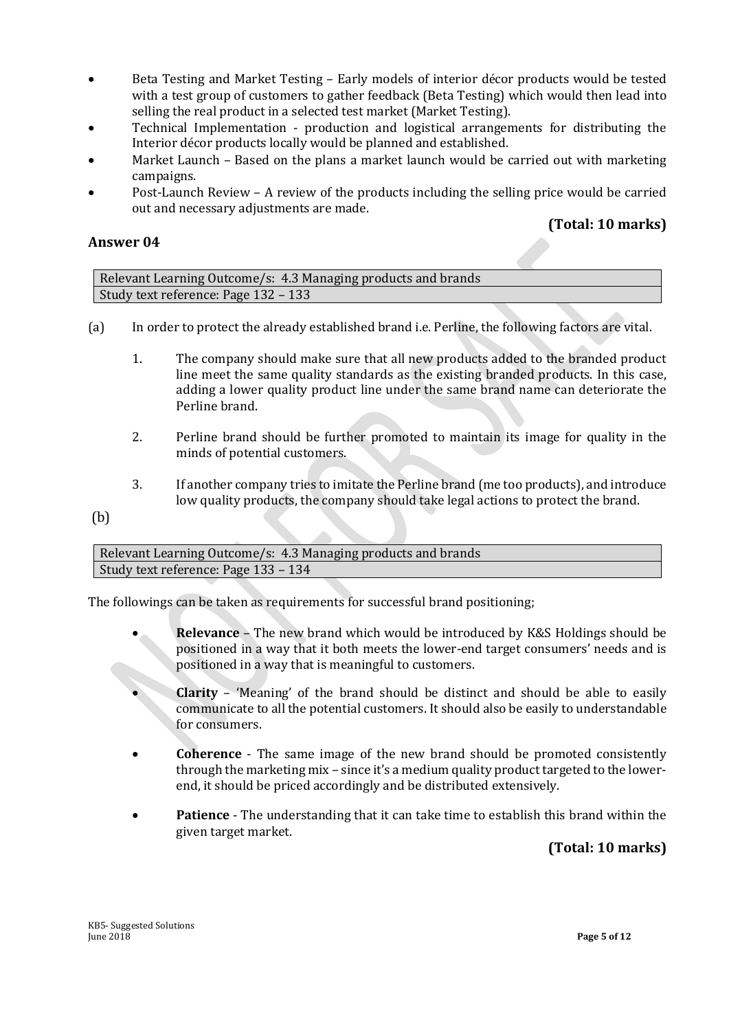- Beta Testing and Market Testing – Early models of interior décor products would be tested with a test group of customers to gather feedback (Beta Testing) which would then lead into selling the real product in a selected test market (Market Testing).
- Technical Implementation - production and logistical arrangements for distributing the Interior décor products locally would be planned and established.
- Market Launch – Based on the plans a market launch would be carried out with marketing campaigns.
- Post-Launch Review – A review of the products including the selling price would be carried out and necessary adjustments are made.

**(Total: 10 marks)**

## Answer 04

| Relevant Learning Outcome/s: 4.3 Managing products and brands |
|---|
| Study text reference: Page 132 – 133 |

(a) In order to protect the already established brand i.e. Perline, the following factors are vital.

1. The company should make sure that all new products added to the branded product line meet the same quality standards as the existing branded products. In this case, adding a lower quality product line under the same brand name can deteriorate the Perline brand.

2. Perline brand should be further promoted to maintain its image for quality in the minds of potential customers.

3. If another company tries to imitate the Perline brand (me too products), and introduce low quality products, the company should take legal actions to protect the brand.

(b)

| Relevant Learning Outcome/s: 4.3 Managing products and brands |
|---|
| Study text reference: Page 133 – 134 |

The followings can be taken as requirements for successful brand positioning;

- **Relevance** – The new brand which would be introduced by K&S Holdings should be positioned in a way that it both meets the lower-end target consumers' needs and is positioned in a way that is meaningful to customers.

- **Clarity** – 'Meaning' of the brand should be distinct and should be able to easily communicate to all the potential customers. It should also be easily to understandable for consumers.

- **Coherence** - The same image of the new brand should be promoted consistently through the marketing mix – since it's a medium quality product targeted to the lower-end, it should be priced accordingly and be distributed extensively.

- **Patience** - The understanding that it can take time to establish this brand within the given target market.

**(Total: 10 marks)**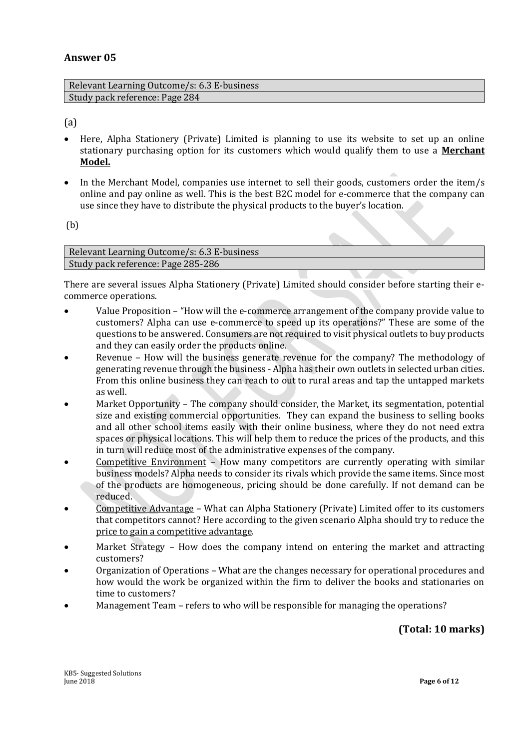## Answer 05

| Relevant Learning Outcome/s: 6.3 E-business |
| --- |
| Study pack reference: Page 284 |

(a)

- Here, Alpha Stationery (Private) Limited is planning to use its website to set up an online stationary purchasing option for its customers which would qualify them to use a **Merchant Model.**
- In the Merchant Model, companies use internet to sell their goods, customers order the item/s online and pay online as well. This is the best B2C model for e-commerce that the company can use since they have to distribute the physical products to the buyer's location.

(b)

| Relevant Learning Outcome/s: 6.3 E-business |
| --- |
| Study pack reference: Page 285-286 |

There are several issues Alpha Stationery (Private) Limited should consider before starting their e-commerce operations.

- Value Proposition – "How will the e-commerce arrangement of the company provide value to customers? Alpha can use e-commerce to speed up its operations?" These are some of the questions to be answered. Consumers are not required to visit physical outlets to buy products and they can easily order the products online.
- Revenue – How will the business generate revenue for the company? The methodology of generating revenue through the business - Alpha has their own outlets in selected urban cities. From this online business they can reach to out to rural areas and tap the untapped markets as well.
- Market Opportunity – The company should consider, the Market, its segmentation, potential size and existing commercial opportunities. They can expand the business to selling books and all other school items easily with their online business, where they do not need extra spaces or physical locations. This will help them to reduce the prices of the products, and this in turn will reduce most of the administrative expenses of the company.
- Competitive Environment – How many competitors are currently operating with similar business models? Alpha needs to consider its rivals which provide the same items. Since most of the products are homogeneous, pricing should be done carefully. If not demand can be reduced.
- Competitive Advantage – What can Alpha Stationery (Private) Limited offer to its customers that competitors cannot? Here according to the given scenario Alpha should try to reduce the price to gain a competitive advantage.
- Market Strategy – How does the company intend on entering the market and attracting customers?
- Organization of Operations – What are the changes necessary for operational procedures and how would the work be organized within the firm to deliver the books and stationaries on time to customers?
- Management Team – refers to who will be responsible for managing the operations?

**(Total: 10 marks)**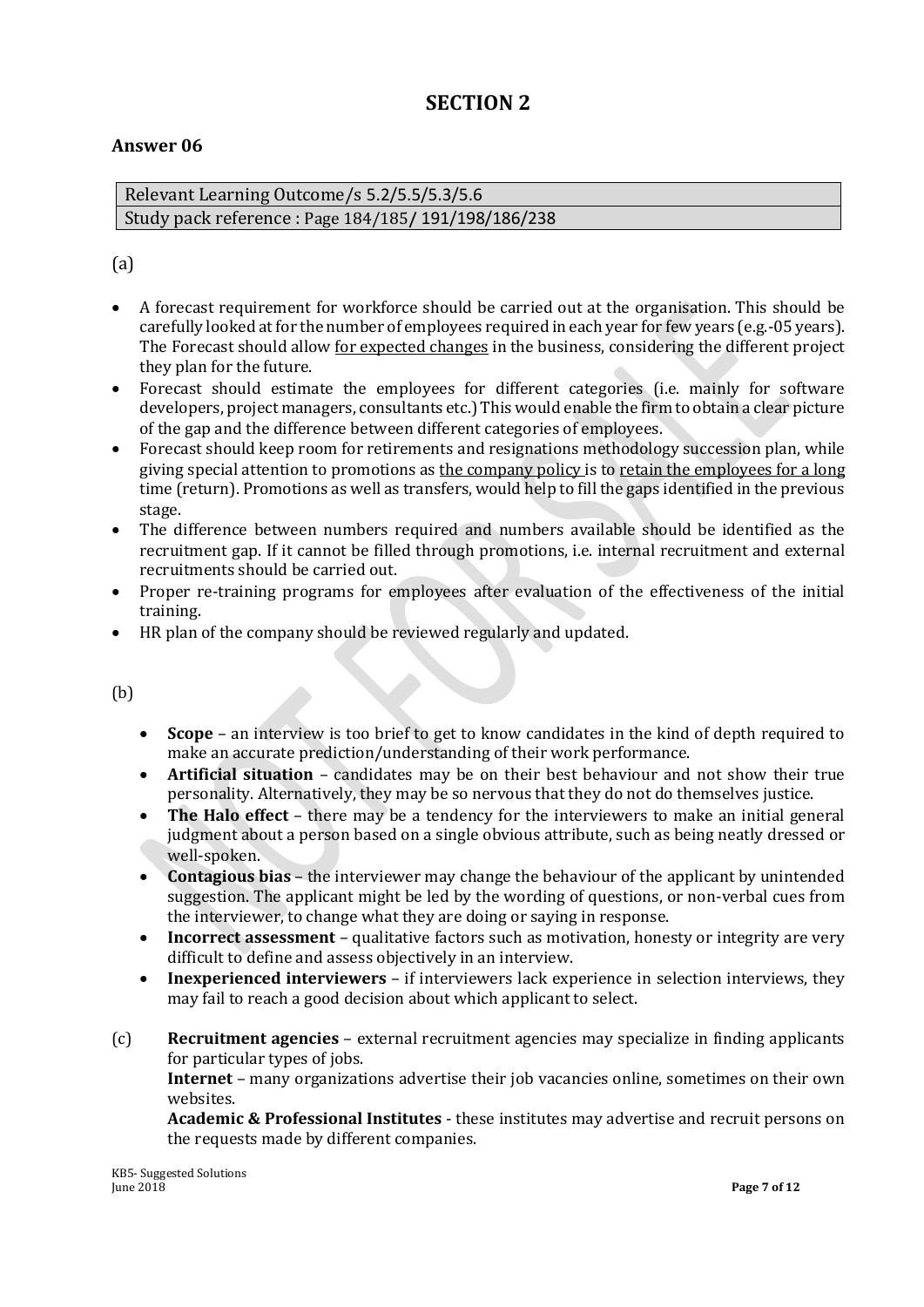# SECTION 2

## Answer 06

| Relevant Learning Outcome/s 5.2/5.5/5.3/5.6 |
|---|
| Study pack reference : Page 184/185/ 191/198/186/238 |

(a)

- A forecast requirement for workforce should be carried out at the organisation. This should be carefully looked at for the number of employees required in each year for few years (e.g.-05 years). The Forecast should allow <u>for expected changes</u> in the business, considering the different project they plan for the future.
- Forecast should estimate the employees for different categories (i.e. mainly for software developers, project managers, consultants etc.) This would enable the firm to obtain a clear picture of the gap and the difference between different categories of employees.
- Forecast should keep room for retirements and resignations methodology succession plan, while giving special attention to promotions as <u>the company policy</u> is to <u>retain the employees for a long</u> time (return). Promotions as well as transfers, would help to fill the gaps identified in the previous stage.
- The difference between numbers required and numbers available should be identified as the recruitment gap. If it cannot be filled through promotions, i.e. internal recruitment and external recruitments should be carried out.
- Proper re-training programs for employees after evaluation of the effectiveness of the initial training.
- HR plan of the company should be reviewed regularly and updated.

(b)

- **Scope** – an interview is too brief to get to know candidates in the kind of depth required to make an accurate prediction/understanding of their work performance.
- **Artificial situation** – candidates may be on their best behaviour and not show their true personality. Alternatively, they may be so nervous that they do not do themselves justice.
- **The Halo effect** – there may be a tendency for the interviewers to make an initial general judgment about a person based on a single obvious attribute, such as being neatly dressed or well-spoken.
- **Contagious bias** – the interviewer may change the behaviour of the applicant by unintended suggestion. The applicant might be led by the wording of questions, or non-verbal cues from the interviewer, to change what they are doing or saying in response.
- **Incorrect assessment** – qualitative factors such as motivation, honesty or integrity are very difficult to define and assess objectively in an interview.
- **Inexperienced interviewers** – if interviewers lack experience in selection interviews, they may fail to reach a good decision about which applicant to select.

(c) **Recruitment agencies** – external recruitment agencies may specialize in finding applicants for particular types of jobs.

**Internet** – many organizations advertise their job vacancies online, sometimes on their own websites.

**Academic & Professional Institutes** - these institutes may advertise and recruit persons on the requests made by different companies.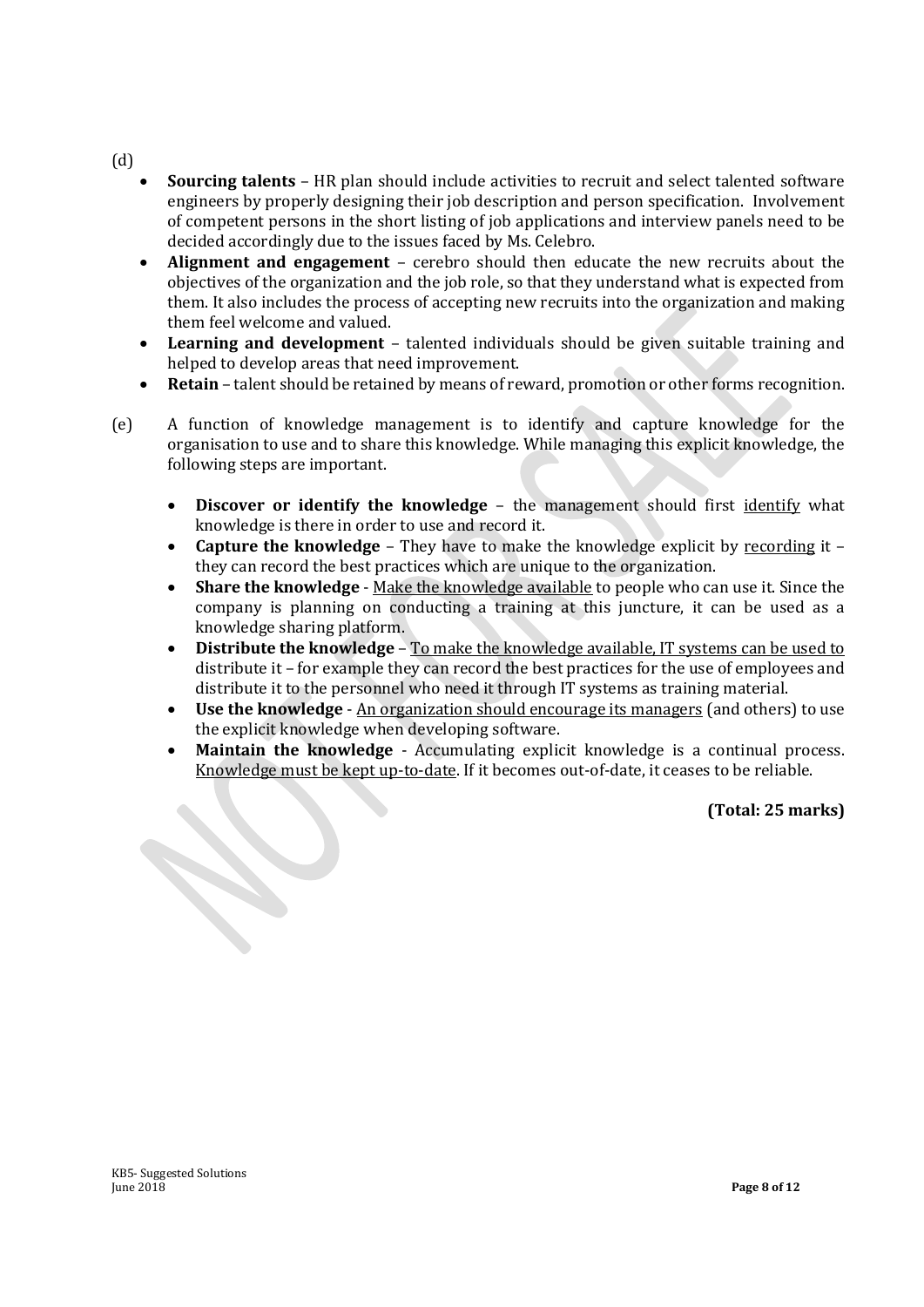(d)

- **Sourcing talents** – HR plan should include activities to recruit and select talented software engineers by properly designing their job description and person specification. Involvement of competent persons in the short listing of job applications and interview panels need to be decided accordingly due to the issues faced by Ms. Celebro.
- **Alignment and engagement** – cerebro should then educate the new recruits about the objectives of the organization and the job role, so that they understand what is expected from them. It also includes the process of accepting new recruits into the organization and making them feel welcome and valued.
- **Learning and development** – talented individuals should be given suitable training and helped to develop areas that need improvement.
- **Retain** – talent should be retained by means of reward, promotion or other forms recognition.

(e) A function of knowledge management is to identify and capture knowledge for the organisation to use and to share this knowledge. While managing this explicit knowledge, the following steps are important.

- **Discover or identify the knowledge** – the management should first <u>identify</u> what knowledge is there in order to use and record it.
- **Capture the knowledge** – They have to make the knowledge explicit by <u>recording</u> it – they can record the best practices which are unique to the organization.
- **Share the knowledge** - <u>Make the knowledge available</u> to people who can use it. Since the company is planning on conducting a training at this juncture, it can be used as a knowledge sharing platform.
- **Distribute the knowledge** – <u>To make the knowledge available, IT systems can be used to</u> distribute it – for example they can record the best practices for the use of employees and distribute it to the personnel who need it through IT systems as training material.
- **Use the knowledge** - <u>An organization should encourage its managers</u> (and others) to use the explicit knowledge when developing software.
- **Maintain the knowledge** - Accumulating explicit knowledge is a continual process. <u>Knowledge must be kept up-to-date</u>. If it becomes out-of-date, it ceases to be reliable.

**(Total: 25 marks)**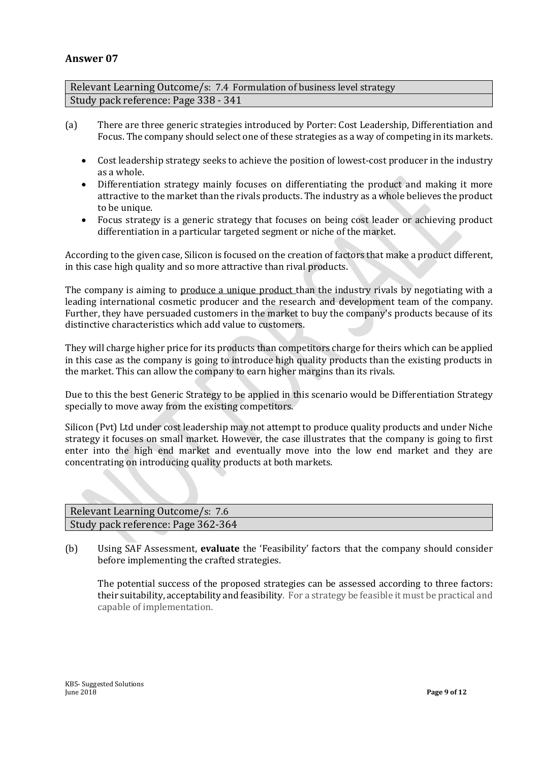## Answer 07

| Relevant Learning Outcome/s: 7.4 Formulation of business level strategy |
|---|
| Study pack reference: Page 338 - 341 |

(a) There are three generic strategies introduced by Porter: Cost Leadership, Differentiation and Focus. The company should select one of these strategies as a way of competing in its markets.

- Cost leadership strategy seeks to achieve the position of lowest-cost producer in the industry as a whole.
- Differentiation strategy mainly focuses on differentiating the product and making it more attractive to the market than the rivals products. The industry as a whole believes the product to be unique.
- Focus strategy is a generic strategy that focuses on being cost leader or achieving product differentiation in a particular targeted segment or niche of the market.

According to the given case, Silicon is focused on the creation of factors that make a product different, in this case high quality and so more attractive than rival products.

The company is aiming to <u>produce a unique product</u> than the industry rivals by negotiating with a leading international cosmetic producer and the research and development team of the company. Further, they have persuaded customers in the market to buy the company's products because of its distinctive characteristics which add value to customers.

They will charge higher price for its products than competitors charge for theirs which can be applied in this case as the company is going to introduce high quality products than the existing products in the market. This can allow the company to earn higher margins than its rivals.

Due to this the best Generic Strategy to be applied in this scenario would be Differentiation Strategy specially to move away from the existing competitors.

Silicon (Pvt) Ltd under cost leadership may not attempt to produce quality products and under Niche strategy it focuses on small market. However, the case illustrates that the company is going to first enter into the high end market and eventually move into the low end market and they are concentrating on introducing quality products at both markets.

| Relevant Learning Outcome/s: 7.6 |
|---|
| Study pack reference: Page 362-364 |

(b) Using SAF Assessment, **evaluate** the 'Feasibility' factors that the company should consider before implementing the crafted strategies.

The potential success of the proposed strategies can be assessed according to three factors: their suitability, acceptability and feasibility. For a strategy be feasible it must be practical and capable of implementation.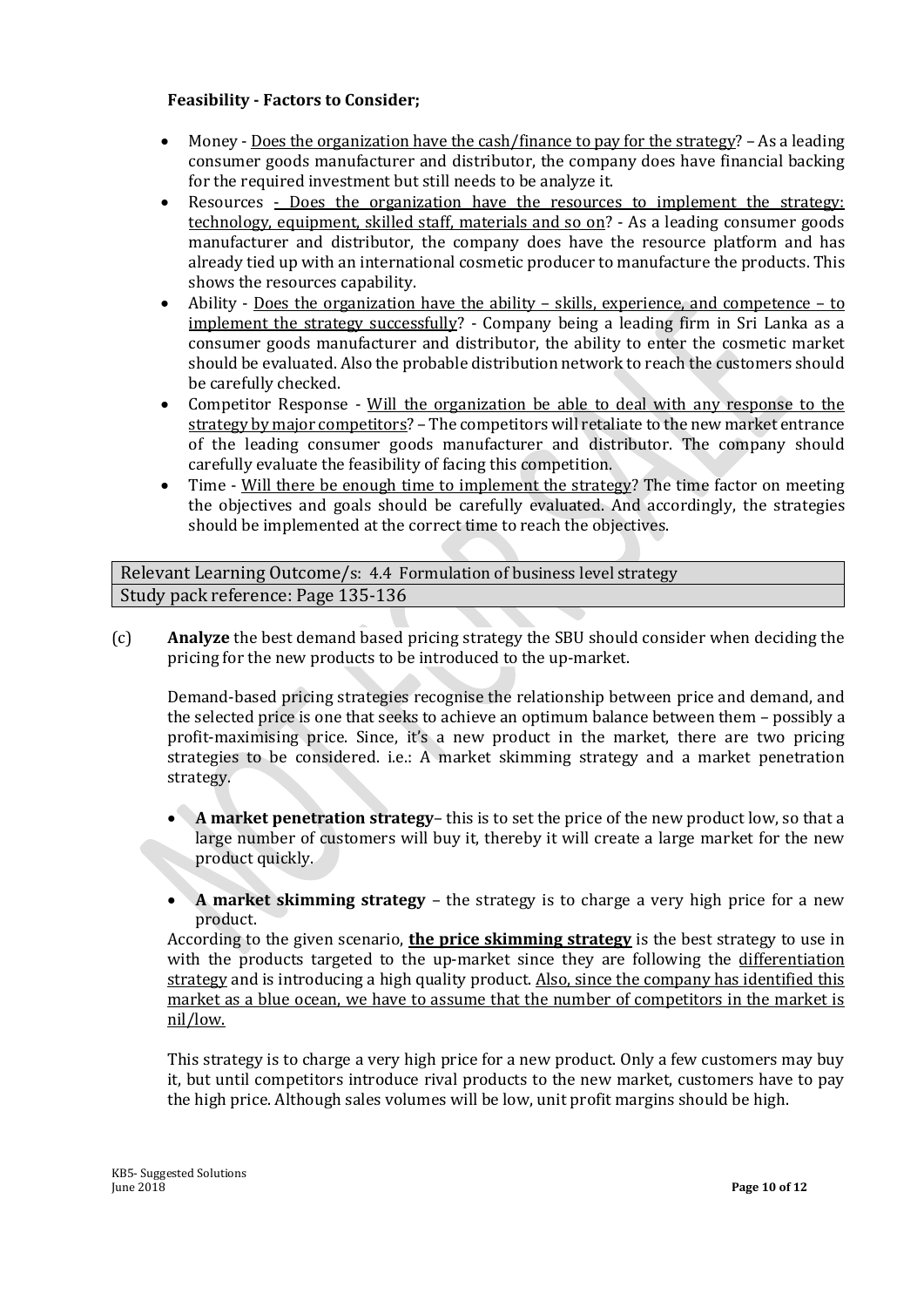**Feasibility - Factors to Consider;**

- Money - <u>Does the organization have the cash/finance to pay for the strategy</u>? – As a leading consumer goods manufacturer and distributor, the company does have financial backing for the required investment but still needs to be analyze it.
- Resources <u>- Does the organization have the resources to implement the strategy; technology, equipment, skilled staff, materials and so on</u>? - As a leading consumer goods manufacturer and distributor, the company does have the resource platform and has already tied up with an international cosmetic producer to manufacture the products. This shows the resources capability.
- Ability - <u>Does the organization have the ability – skills, experience, and competence – to implement the strategy successfully</u>? - Company being a leading firm in Sri Lanka as a consumer goods manufacturer and distributor, the ability to enter the cosmetic market should be evaluated. Also the probable distribution network to reach the customers should be carefully checked.
- Competitor Response - <u>Will the organization be able to deal with any response to the strategy by major competitors</u>? – The competitors will retaliate to the new market entrance of the leading consumer goods manufacturer and distributor. The company should carefully evaluate the feasibility of facing this competition.
- Time - <u>Will there be enough time to implement the strategy</u>? The time factor on meeting the objectives and goals should be carefully evaluated. And accordingly, the strategies should be implemented at the correct time to reach the objectives.

| Relevant Learning Outcome/s: 4.4 Formulation of business level strategy |
|---|
| Study pack reference: Page 135-136 |

(c) **Analyze** the best demand based pricing strategy the SBU should consider when deciding the pricing for the new products to be introduced to the up-market.

Demand-based pricing strategies recognise the relationship between price and demand, and the selected price is one that seeks to achieve an optimum balance between them – possibly a profit-maximising price. Since, it's a new product in the market, there are two pricing strategies to be considered. i.e.: A market skimming strategy and a market penetration strategy.

- **A market penetration strategy**– this is to set the price of the new product low, so that a large number of customers will buy it, thereby it will create a large market for the new product quickly.
- **A market skimming strategy** – the strategy is to charge a very high price for a new product.

According to the given scenario, <u>**the price skimming strategy**</u> is the best strategy to use in with the products targeted to the up-market since they are following the <u>differentiation strategy</u> and is introducing a high quality product. <u>Also, since the company has identified this market as a blue ocean, we have to assume that the number of competitors in the market is nil/low.</u>

This strategy is to charge a very high price for a new product. Only a few customers may buy it, but until competitors introduce rival products to the new market, customers have to pay the high price. Although sales volumes will be low, unit profit margins should be high.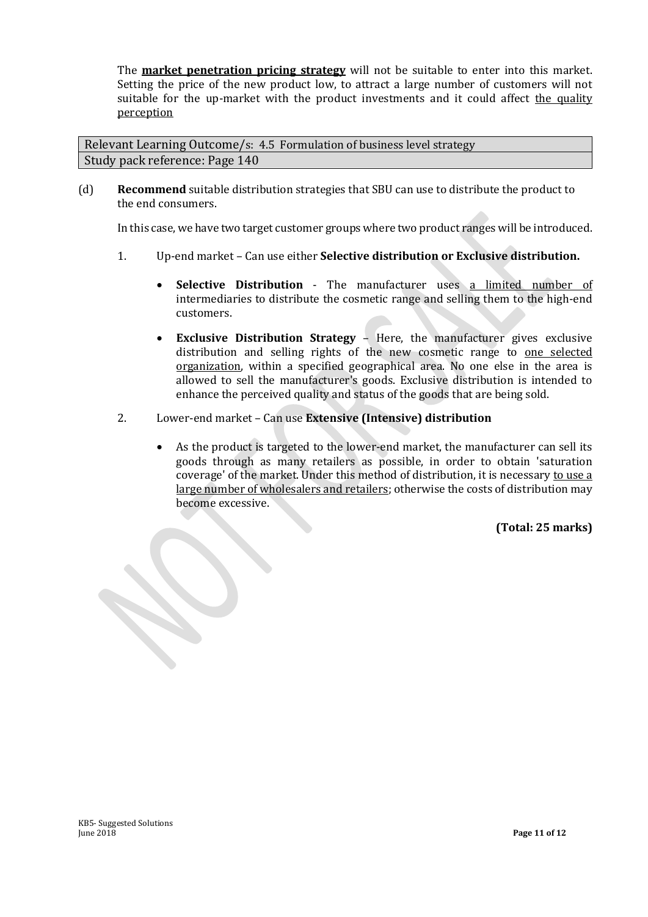The **market penetration pricing strategy** will not be suitable to enter into this market. Setting the price of the new product low, to attract a large number of customers will not suitable for the up-market with the product investments and it could affect the quality perception

| Relevant Learning Outcome/s: 4.5 Formulation of business level strategy |
|---|
| Study pack reference: Page 140 |

(d) **Recommend** suitable distribution strategies that SBU can use to distribute the product to the end consumers.

In this case, we have two target customer groups where two product ranges will be introduced.

1. Up-end market – Can use either **Selective distribution or Exclusive distribution.**

   - **Selective Distribution** - The manufacturer uses a limited number of intermediaries to distribute the cosmetic range and selling them to the high-end customers.

   - **Exclusive Distribution Strategy** – Here, the manufacturer gives exclusive distribution and selling rights of the new cosmetic range to one selected organization, within a specified geographical area. No one else in the area is allowed to sell the manufacturer's goods. Exclusive distribution is intended to enhance the perceived quality and status of the goods that are being sold.

2. Lower-end market – Can use **Extensive (Intensive) distribution**

   - As the product is targeted to the lower-end market, the manufacturer can sell its goods through as many retailers as possible, in order to obtain 'saturation coverage' of the market. Under this method of distribution, it is necessary to use a large number of wholesalers and retailers; otherwise the costs of distribution may become excessive.

**(Total: 25 marks)**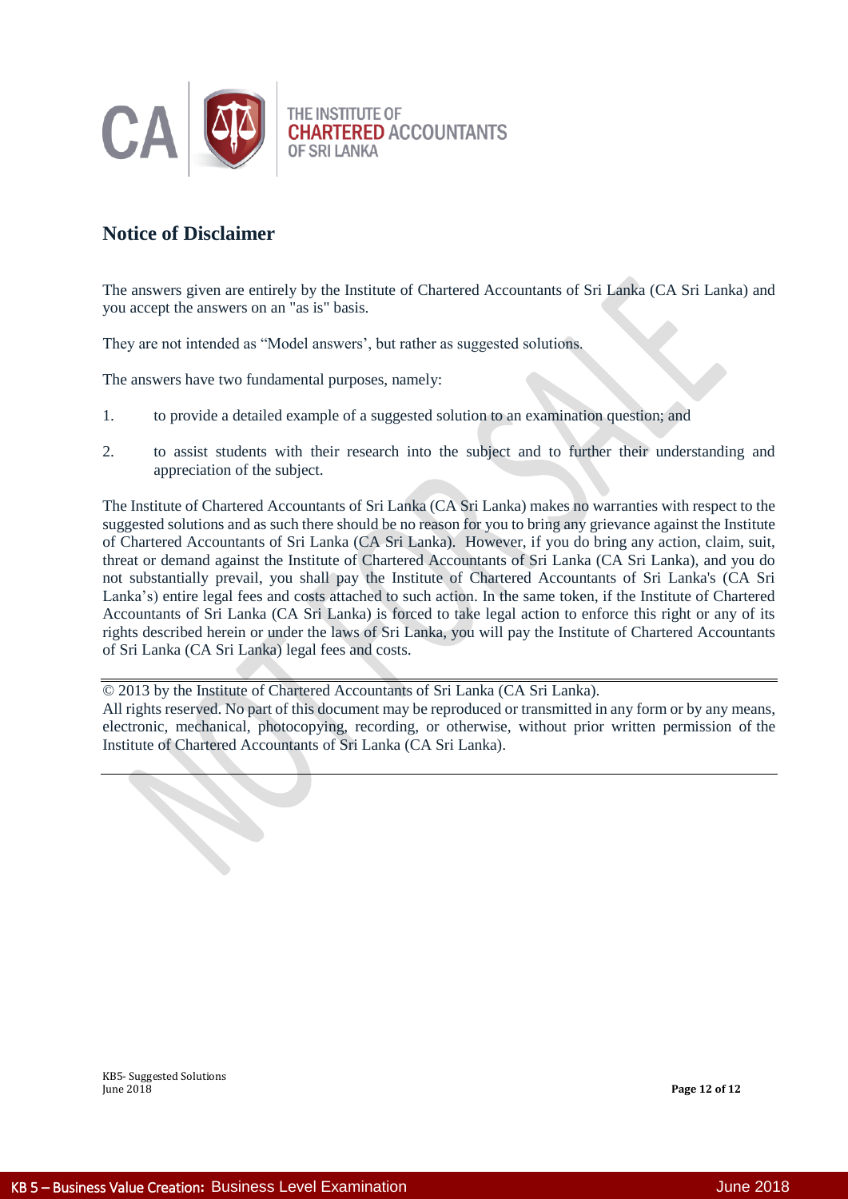# Notice of Disclaimer

The answers given are entirely by the Institute of Chartered Accountants of Sri Lanka (CA Sri Lanka) and you accept the answers on an "as is" basis.

They are not intended as "Model answers', but rather as suggested solutions.

The answers have two fundamental purposes, namely:

1. to provide a detailed example of a suggested solution to an examination question; and

2. to assist students with their research into the subject and to further their understanding and appreciation of the subject.

The Institute of Chartered Accountants of Sri Lanka (CA Sri Lanka) makes no warranties with respect to the suggested solutions and as such there should be no reason for you to bring any grievance against the Institute of Chartered Accountants of Sri Lanka (CA Sri Lanka). However, if you do bring any action, claim, suit, threat or demand against the Institute of Chartered Accountants of Sri Lanka (CA Sri Lanka), and you do not substantially prevail, you shall pay the Institute of Chartered Accountants of Sri Lanka's (CA Sri Lanka's) entire legal fees and costs attached to such action. In the same token, if the Institute of Chartered Accountants of Sri Lanka (CA Sri Lanka) is forced to take legal action to enforce this right or any of its rights described herein or under the laws of Sri Lanka, you will pay the Institute of Chartered Accountants of Sri Lanka (CA Sri Lanka) legal fees and costs.

---

© 2013 by the Institute of Chartered Accountants of Sri Lanka (CA Sri Lanka).
All rights reserved. No part of this document may be reproduced or transmitted in any form or by any means, electronic, mechanical, photocopying, recording, or otherwise, without prior written permission of the Institute of Chartered Accountants of Sri Lanka (CA Sri Lanka).

---